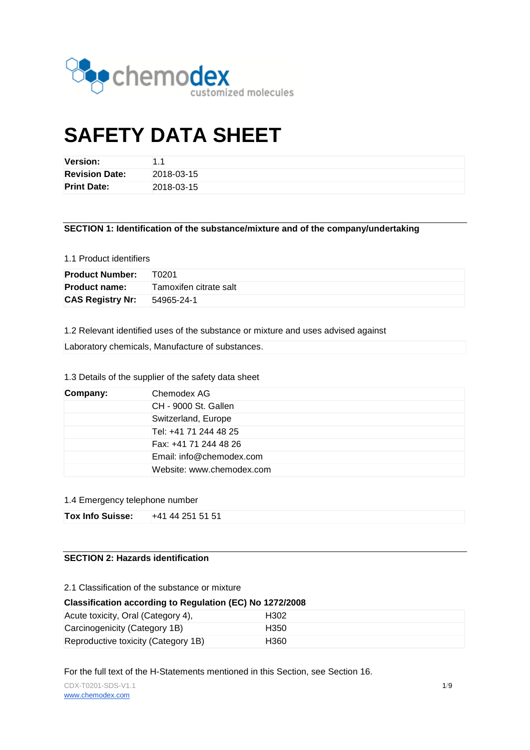# SAFETY DATA SHEET

| **Version:** | 1.1 |
|---|---|
| **Revision Date:** | 2018-03-15 |
| **Print Date:** | 2018-03-15 |

## SECTION 1: Identification of the substance/mixture and of the company/undertaking

### 1.1 Product identifiers

| **Product Number:** | T0201 |
|---|---|
| **Product name:** | Tamoxifen citrate salt |
| **CAS Registry Nr:** | 54965-24-1 |

### 1.2 Relevant identified uses of the substance or mixture and uses advised against

Laboratory chemicals, Manufacture of substances.

### 1.3 Details of the supplier of the safety data sheet

| **Company:** | Chemodex AG |
|---|---|
| | CH - 9000 St. Gallen |
| | Switzerland, Europe |
| | Tel: +41 71 244 48 25 |
| | Fax: +41 71 244 48 26 |
| | Email: info@chemodex.com |
| | Website: www.chemodex.com |

### 1.4 Emergency telephone number

| **Tox Info Suisse:** | +41 44 251 51 51 |
|---|---|

## SECTION 2: Hazards identification

### 2.1 Classification of the substance or mixture

**Classification according to Regulation (EC) No 1272/2008**

| Acute toxicity, Oral (Category 4), | H302 |
|---|---|
| Carcinogenicity (Category 1B) | H350 |
| Reproductive toxicity (Category 1B) | H360 |

For the full text of the H-Statements mentioned in this Section, see Section 16.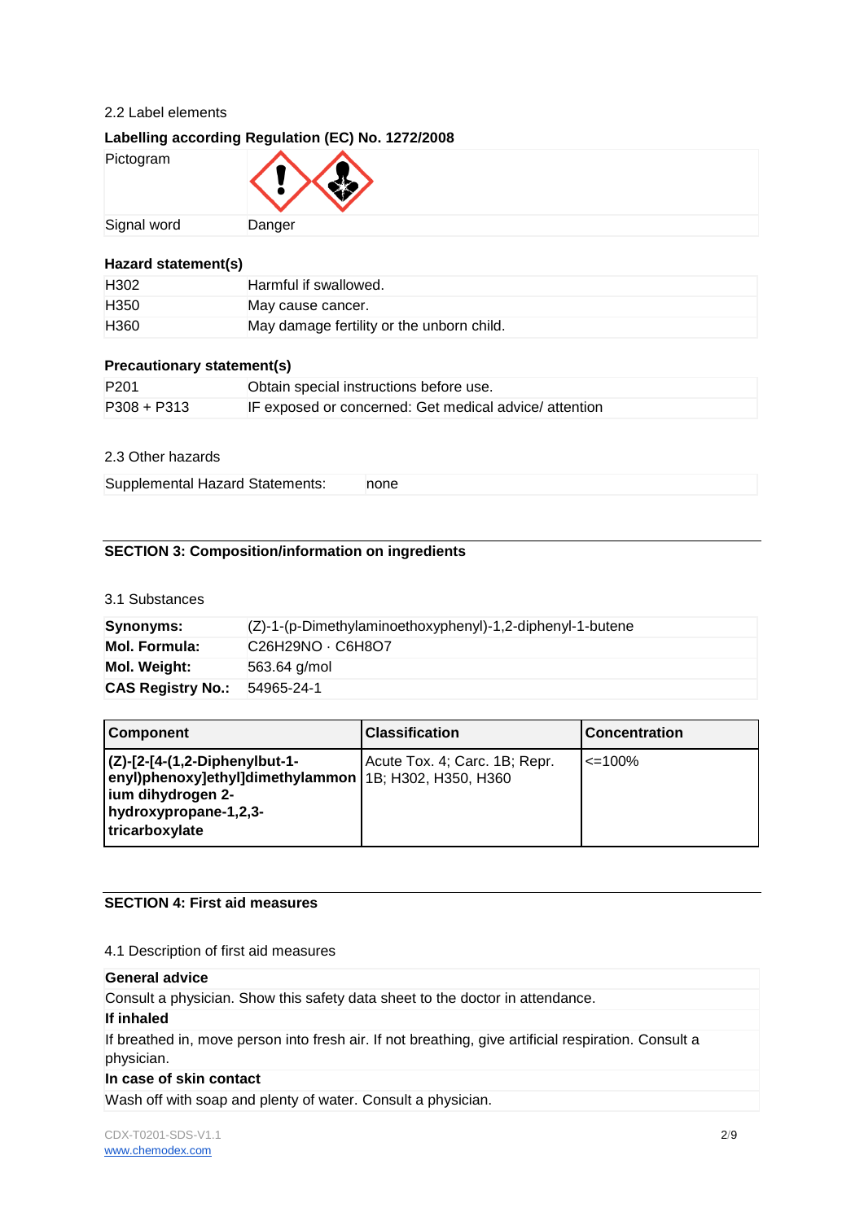2.2 Label elements

**Labelling according Regulation (EC) No. 1272/2008**

| Pictogram | |
|---|---|
| Signal word | Danger |

**Hazard statement(s)**

| | |
|---|---|
| H302 | Harmful if swallowed. |
| H350 | May cause cancer. |
| H360 | May damage fertility or the unborn child. |

**Precautionary statement(s)**

| | |
|---|---|
| P201 | Obtain special instructions before use. |
| P308 + P313 | IF exposed or concerned: Get medical advice/ attention |

2.3 Other hazards

| | |
|---|---|
| Supplemental Hazard Statements: | none |

## SECTION 3: Composition/information on ingredients

3.1 Substances

| | |
|---|---|
| **Synonyms:** | (Z)-1-(p-Dimethylaminoethoxyphenyl)-1,2-diphenyl-1-butene |
| **Mol. Formula:** | $C_{26}H_{29}NO \cdot C_6H_8O_7$ |
| **Mol. Weight:** | 563.64 g/mol |
| **CAS Registry No.:** | 54965-24-1 |

| Component | Classification | Concentration |
|---|---|---|
| **(Z)-[2-[4-(1,2-Diphenylbut-1-enyl)phenoxy]ethyl]dimethylammonium dihydrogen 2-hydroxypropane-1,2,3-tricarboxylate** | Acute Tox. 4; Carc. 1B; Repr. 1B; H302, H350, H360 | <=100% |

## SECTION 4: First aid measures

4.1 Description of first aid measures

**General advice**

Consult a physician. Show this safety data sheet to the doctor in attendance.

**If inhaled**

If breathed in, move person into fresh air. If not breathing, give artificial respiration. Consult a physician.

**In case of skin contact**

Wash off with soap and plenty of water. Consult a physician.

CDX-T0201-SDS-V1.1
www.chemodex.com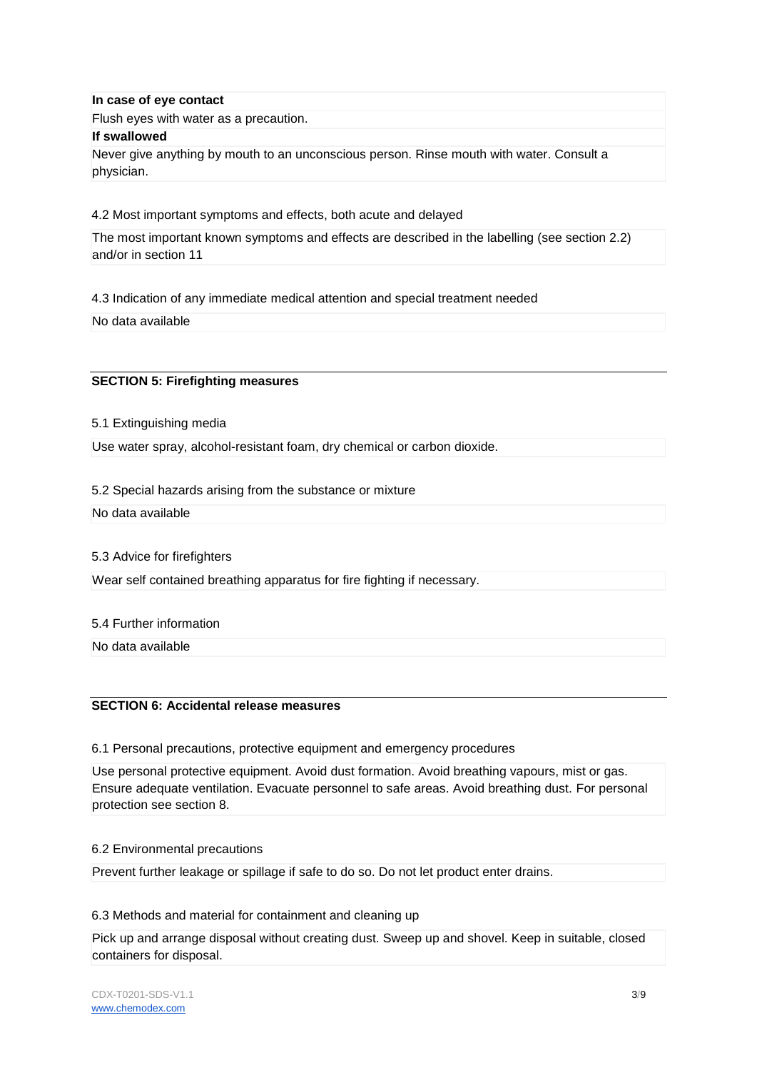**In case of eye contact**

Flush eyes with water as a precaution.

**If swallowed**

Never give anything by mouth to an unconscious person. Rinse mouth with water. Consult a physician.

4.2 Most important symptoms and effects, both acute and delayed

The most important known symptoms and effects are described in the labelling (see section 2.2) and/or in section 11

4.3 Indication of any immediate medical attention and special treatment needed

No data available

## SECTION 5: Firefighting measures

5.1 Extinguishing media

Use water spray, alcohol-resistant foam, dry chemical or carbon dioxide.

5.2 Special hazards arising from the substance or mixture

No data available

5.3 Advice for firefighters

Wear self contained breathing apparatus for fire fighting if necessary.

5.4 Further information

No data available

## SECTION 6: Accidental release measures

6.1 Personal precautions, protective equipment and emergency procedures

Use personal protective equipment. Avoid dust formation. Avoid breathing vapours, mist or gas. Ensure adequate ventilation. Evacuate personnel to safe areas. Avoid breathing dust. For personal protection see section 8.

6.2 Environmental precautions

Prevent further leakage or spillage if safe to do so. Do not let product enter drains.

6.3 Methods and material for containment and cleaning up

Pick up and arrange disposal without creating dust. Sweep up and shovel. Keep in suitable, closed containers for disposal.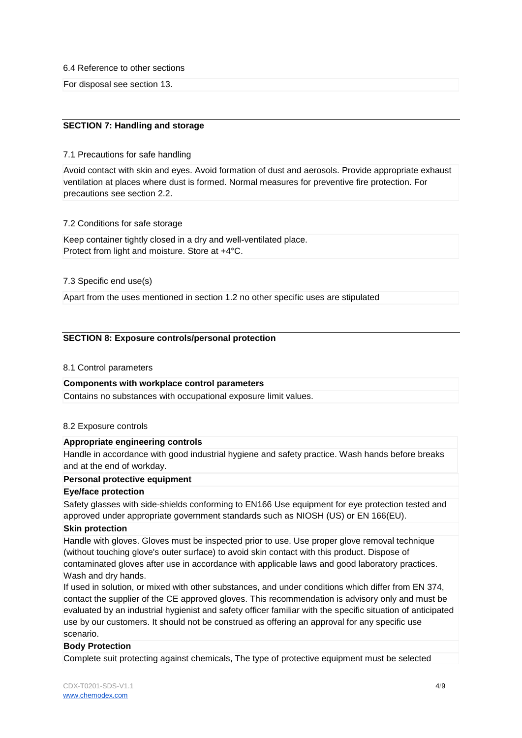6.4 Reference to other sections

For disposal see section 13.

## SECTION 7: Handling and storage

7.1 Precautions for safe handling

Avoid contact with skin and eyes. Avoid formation of dust and aerosols. Provide appropriate exhaust ventilation at places where dust is formed. Normal measures for preventive fire protection. For precautions see section 2.2.

7.2 Conditions for safe storage

Keep container tightly closed in a dry and well-ventilated place.
Protect from light and moisture. Store at +4°C.

7.3 Specific end use(s)

Apart from the uses mentioned in section 1.2 no other specific uses are stipulated

## SECTION 8: Exposure controls/personal protection

8.1 Control parameters

**Components with workplace control parameters**

Contains no substances with occupational exposure limit values.

8.2 Exposure controls

**Appropriate engineering controls**

Handle in accordance with good industrial hygiene and safety practice. Wash hands before breaks and at the end of workday.

**Personal protective equipment**

**Eye/face protection**

Safety glasses with side-shields conforming to EN166 Use equipment for eye protection tested and approved under appropriate government standards such as NIOSH (US) or EN 166(EU).

**Skin protection**

Handle with gloves. Gloves must be inspected prior to use. Use proper glove removal technique (without touching glove's outer surface) to avoid skin contact with this product. Dispose of contaminated gloves after use in accordance with applicable laws and good laboratory practices. Wash and dry hands.

If used in solution, or mixed with other substances, and under conditions which differ from EN 374, contact the supplier of the CE approved gloves. This recommendation is advisory only and must be evaluated by an industrial hygienist and safety officer familiar with the specific situation of anticipated use by our customers. It should not be construed as offering an approval for any specific use scenario.

**Body Protection**

Complete suit protecting against chemicals, The type of protective equipment must be selected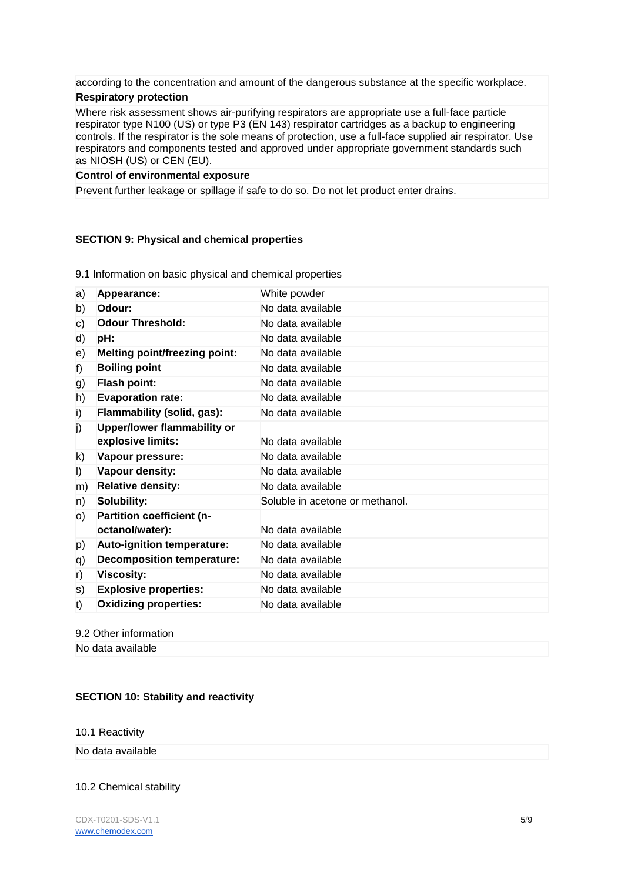according to the concentration and amount of the dangerous substance at the specific workplace.

**Respiratory protection**

Where risk assessment shows air-purifying respirators are appropriate use a full-face particle respirator type N100 (US) or type P3 (EN 143) respirator cartridges as a backup to engineering controls. If the respirator is the sole means of protection, use a full-face supplied air respirator. Use respirators and components tested and approved under appropriate government standards such as NIOSH (US) or CEN (EU).

**Control of environmental exposure**

Prevent further leakage or spillage if safe to do so. Do not let product enter drains.

## SECTION 9: Physical and chemical properties

9.1 Information on basic physical and chemical properties

| | | |
|---|---|---|
| a) | **Appearance:** | White powder |
| b) | **Odour:** | No data available |
| c) | **Odour Threshold:** | No data available |
| d) | **pH:** | No data available |
| e) | **Melting point/freezing point:** | No data available |
| f) | **Boiling point** | No data available |
| g) | **Flash point:** | No data available |
| h) | **Evaporation rate:** | No data available |
| i) | **Flammability (solid, gas):** | No data available |
| j) | **Upper/lower flammability or explosive limits:** | No data available |
| k) | **Vapour pressure:** | No data available |
| l) | **Vapour density:** | No data available |
| m) | **Relative density:** | No data available |
| n) | **Solubility:** | Soluble in acetone or methanol. |
| o) | **Partition coefficient (n-octanol/water):** | No data available |
| p) | **Auto-ignition temperature:** | No data available |
| q) | **Decomposition temperature:** | No data available |
| r) | **Viscosity:** | No data available |
| s) | **Explosive properties:** | No data available |
| t) | **Oxidizing properties:** | No data available |

9.2 Other information

No data available

## SECTION 10: Stability and reactivity

10.1 Reactivity

No data available

10.2 Chemical stability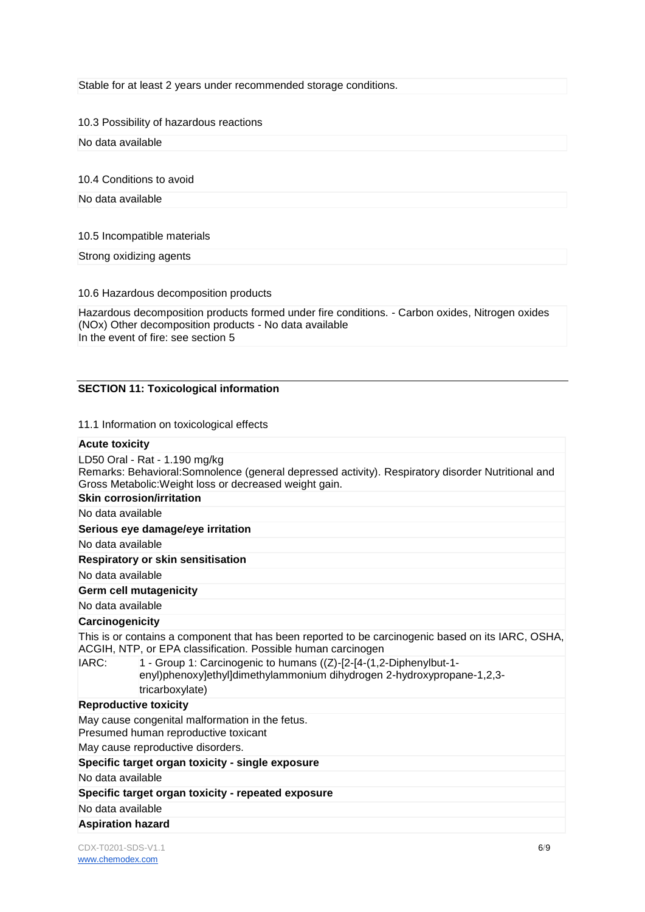Stable for at least 2 years under recommended storage conditions.

10.3 Possibility of hazardous reactions

No data available

10.4 Conditions to avoid

No data available

10.5 Incompatible materials

Strong oxidizing agents

10.6 Hazardous decomposition products

Hazardous decomposition products formed under fire conditions. - Carbon oxides, Nitrogen oxides (NOx) Other decomposition products - No data available
In the event of fire: see section 5

## SECTION 11: Toxicological information

11.1 Information on toxicological effects

**Acute toxicity**

LD50 Oral - Rat - 1.190 mg/kg
Remarks: Behavioral:Somnolence (general depressed activity). Respiratory disorder Nutritional and Gross Metabolic:Weight loss or decreased weight gain.

**Skin corrosion/irritation**

No data available

**Serious eye damage/eye irritation**

No data available

**Respiratory or skin sensitisation**

No data available

**Germ cell mutagenicity**

No data available

**Carcinogenicity**

This is or contains a component that has been reported to be carcinogenic based on its IARC, OSHA, ACGIH, NTP, or EPA classification. Possible human carcinogen

IARC: 1 - Group 1: Carcinogenic to humans ((Z)-[2-[4-(1,2-Diphenylbut-1-enyl)phenoxy]ethyl]dimethylammonium dihydrogen 2-hydroxypropane-1,2,3-tricarboxylate)

**Reproductive toxicity**

May cause congenital malformation in the fetus.
Presumed human reproductive toxicant
May cause reproductive disorders.

**Specific target organ toxicity - single exposure**

No data available

**Specific target organ toxicity - repeated exposure**

No data available

**Aspiration hazard**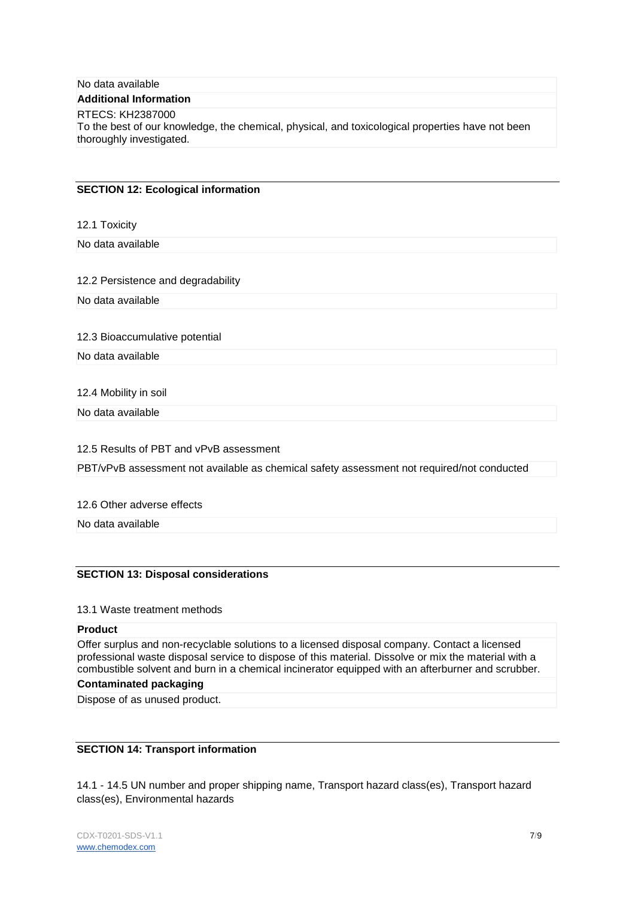No data available

**Additional Information**

RTECS: KH2387000

To the best of our knowledge, the chemical, physical, and toxicological properties have not been thoroughly investigated.

## SECTION 12: Ecological information

12.1 Toxicity

No data available

12.2 Persistence and degradability

No data available

12.3 Bioaccumulative potential

No data available

12.4 Mobility in soil

No data available

12.5 Results of PBT and vPvB assessment

PBT/vPvB assessment not available as chemical safety assessment not required/not conducted

12.6 Other adverse effects

No data available

## SECTION 13: Disposal considerations

13.1 Waste treatment methods

**Product**

Offer surplus and non-recyclable solutions to a licensed disposal company. Contact a licensed professional waste disposal service to dispose of this material. Dissolve or mix the material with a combustible solvent and burn in a chemical incinerator equipped with an afterburner and scrubber.

**Contaminated packaging**

Dispose of as unused product.

## SECTION 14: Transport information

14.1 - 14.5 UN number and proper shipping name, Transport hazard class(es), Transport hazard class(es), Environmental hazards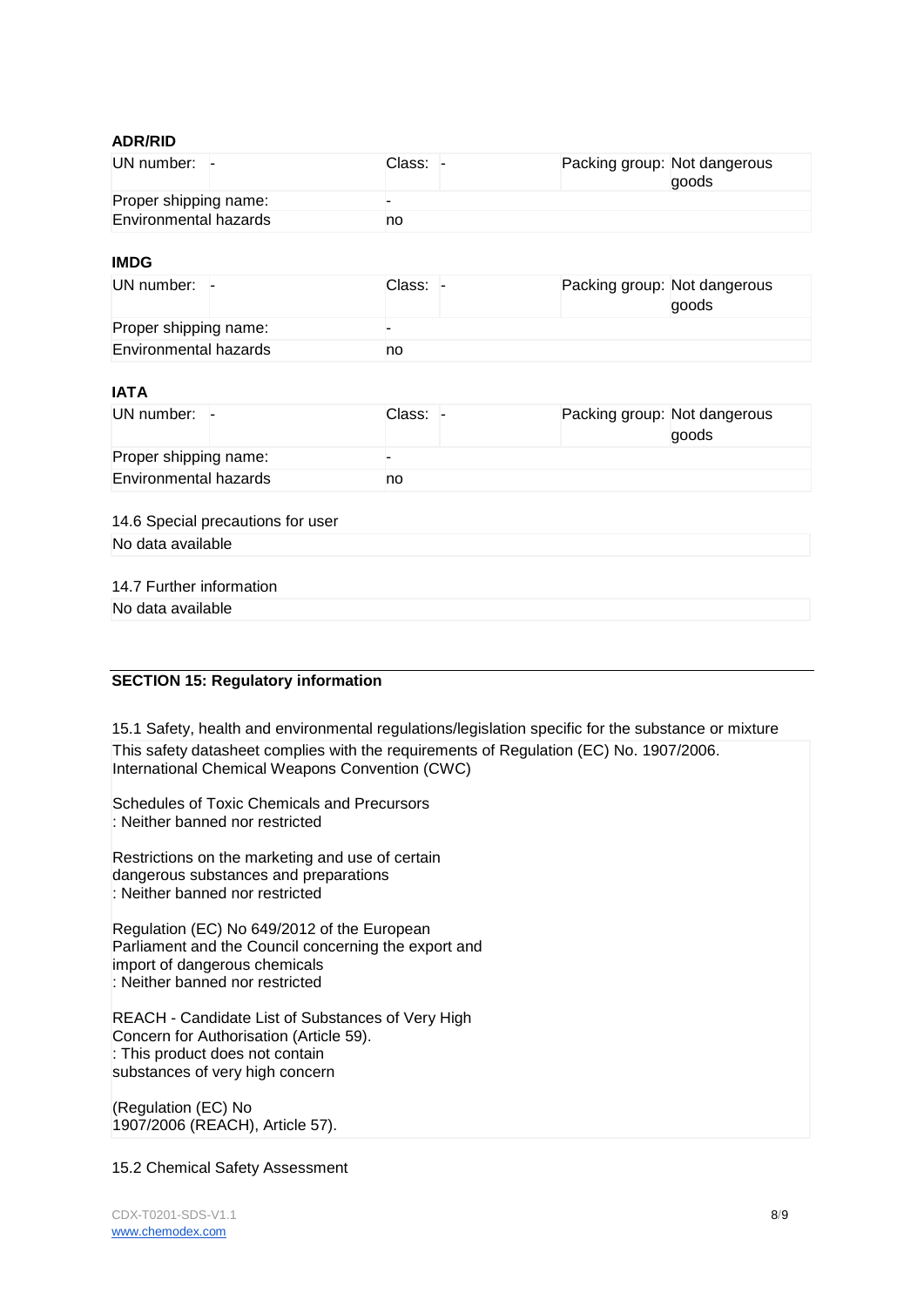**ADR/RID**

| UN number: - | Class: - | Packing group: Not dangerous goods |
|---|---|---|
| Proper shipping name: | - | |
| Environmental hazards | no | |

**IMDG**

| UN number: - | Class: - | Packing group: Not dangerous goods |
|---|---|---|
| Proper shipping name: | - | |
| Environmental hazards | no | |

**IATA**

| UN number: - | Class: - | Packing group: Not dangerous goods |
|---|---|---|
| Proper shipping name: | - | |
| Environmental hazards | no | |

14.6 Special precautions for user

No data available

14.7 Further information

No data available

## SECTION 15: Regulatory information

15.1 Safety, health and environmental regulations/legislation specific for the substance or mixture

This safety datasheet complies with the requirements of Regulation (EC) No. 1907/2006.
International Chemical Weapons Convention (CWC)

Schedules of Toxic Chemicals and Precursors
: Neither banned nor restricted

Restrictions on the marketing and use of certain dangerous substances and preparations
: Neither banned nor restricted

Regulation (EC) No 649/2012 of the European Parliament and the Council concerning the export and import of dangerous chemicals
: Neither banned nor restricted

REACH - Candidate List of Substances of Very High Concern for Authorisation (Article 59).
: This product does not contain substances of very high concern

(Regulation (EC) No 1907/2006 (REACH), Article 57).

15.2 Chemical Safety Assessment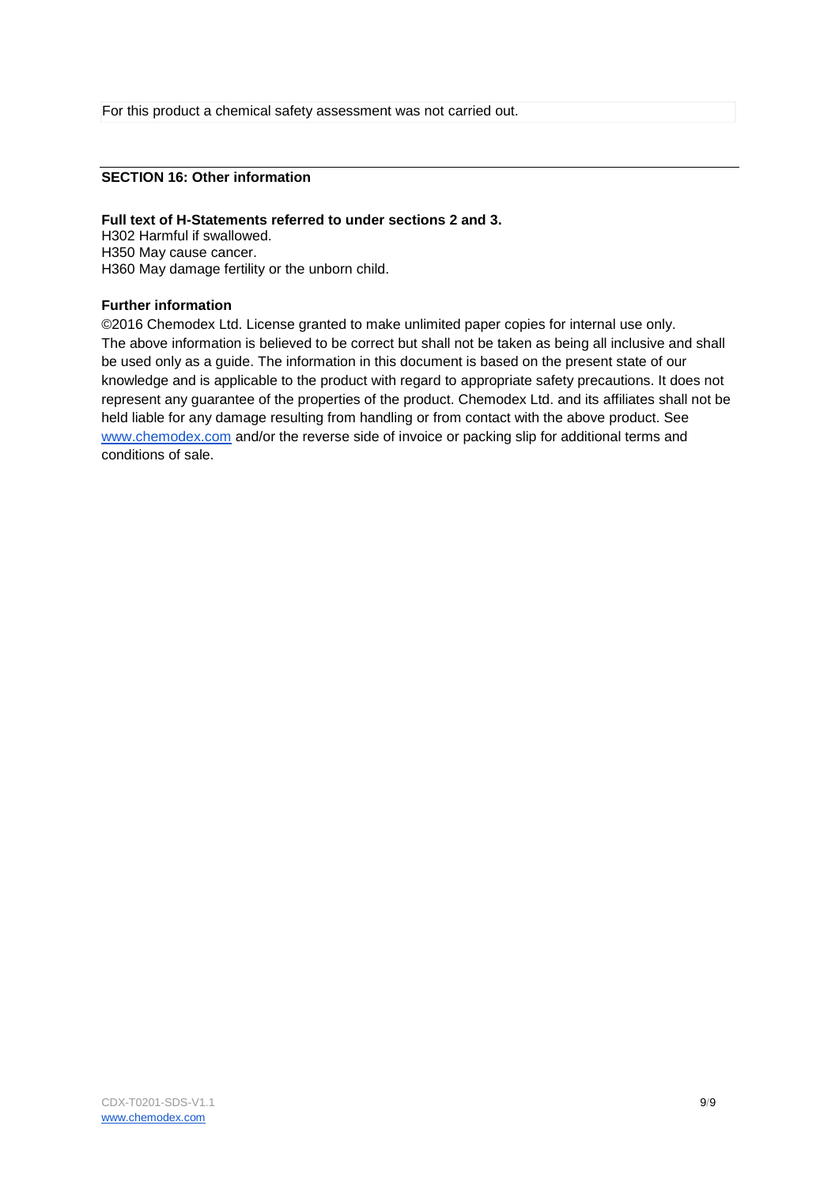For this product a chemical safety assessment was not carried out.

## SECTION 16: Other information

**Full text of H-Statements referred to under sections 2 and 3.**

H302 Harmful if swallowed.
H350 May cause cancer.
H360 May damage fertility or the unborn child.

**Further information**

©2016 Chemodex Ltd. License granted to make unlimited paper copies for internal use only. The above information is believed to be correct but shall not be taken as being all inclusive and shall be used only as a guide. The information in this document is based on the present state of our knowledge and is applicable to the product with regard to appropriate safety precautions. It does not represent any guarantee of the properties of the product. Chemodex Ltd. and its affiliates shall not be held liable for any damage resulting from handling or from contact with the above product. See www.chemodex.com and/or the reverse side of invoice or packing slip for additional terms and conditions of sale.